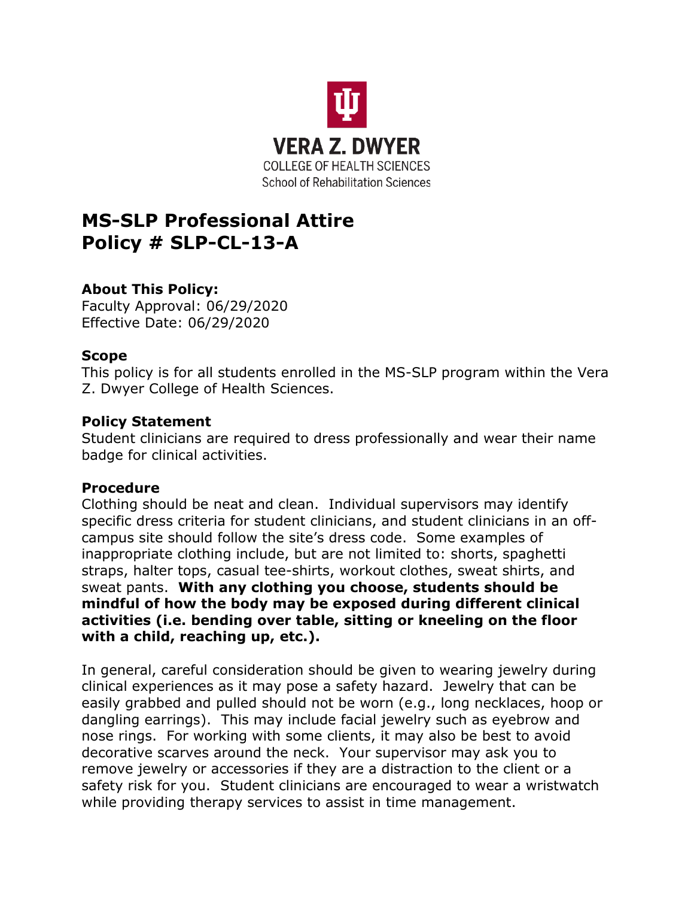VERA Z. DWYER
COLLEGE OF HEALTH SCIENCES
School of Rehabilitation Sciences

# MS-SLP Professional Attire
# Policy # SLP-CL-13-A

### About This Policy:

Faculty Approval: 06/29/2020
Effective Date: 06/29/2020

### Scope

This policy is for all students enrolled in the MS-SLP program within the Vera Z. Dwyer College of Health Sciences.

### Policy Statement

Student clinicians are required to dress professionally and wear their name badge for clinical activities.

### Procedure

Clothing should be neat and clean. Individual supervisors may identify specific dress criteria for student clinicians, and student clinicians in an off-campus site should follow the site's dress code. Some examples of inappropriate clothing include, but are not limited to: shorts, spaghetti straps, halter tops, casual tee-shirts, workout clothes, sweat shirts, and sweat pants. **With any clothing you choose, students should be mindful of how the body may be exposed during different clinical activities (i.e. bending over table, sitting or kneeling on the floor with a child, reaching up, etc.).**

In general, careful consideration should be given to wearing jewelry during clinical experiences as it may pose a safety hazard. Jewelry that can be easily grabbed and pulled should not be worn (e.g., long necklaces, hoop or dangling earrings). This may include facial jewelry such as eyebrow and nose rings. For working with some clients, it may also be best to avoid decorative scarves around the neck. Your supervisor may ask you to remove jewelry or accessories if they are a distraction to the client or a safety risk for you. Student clinicians are encouraged to wear a wristwatch while providing therapy services to assist in time management.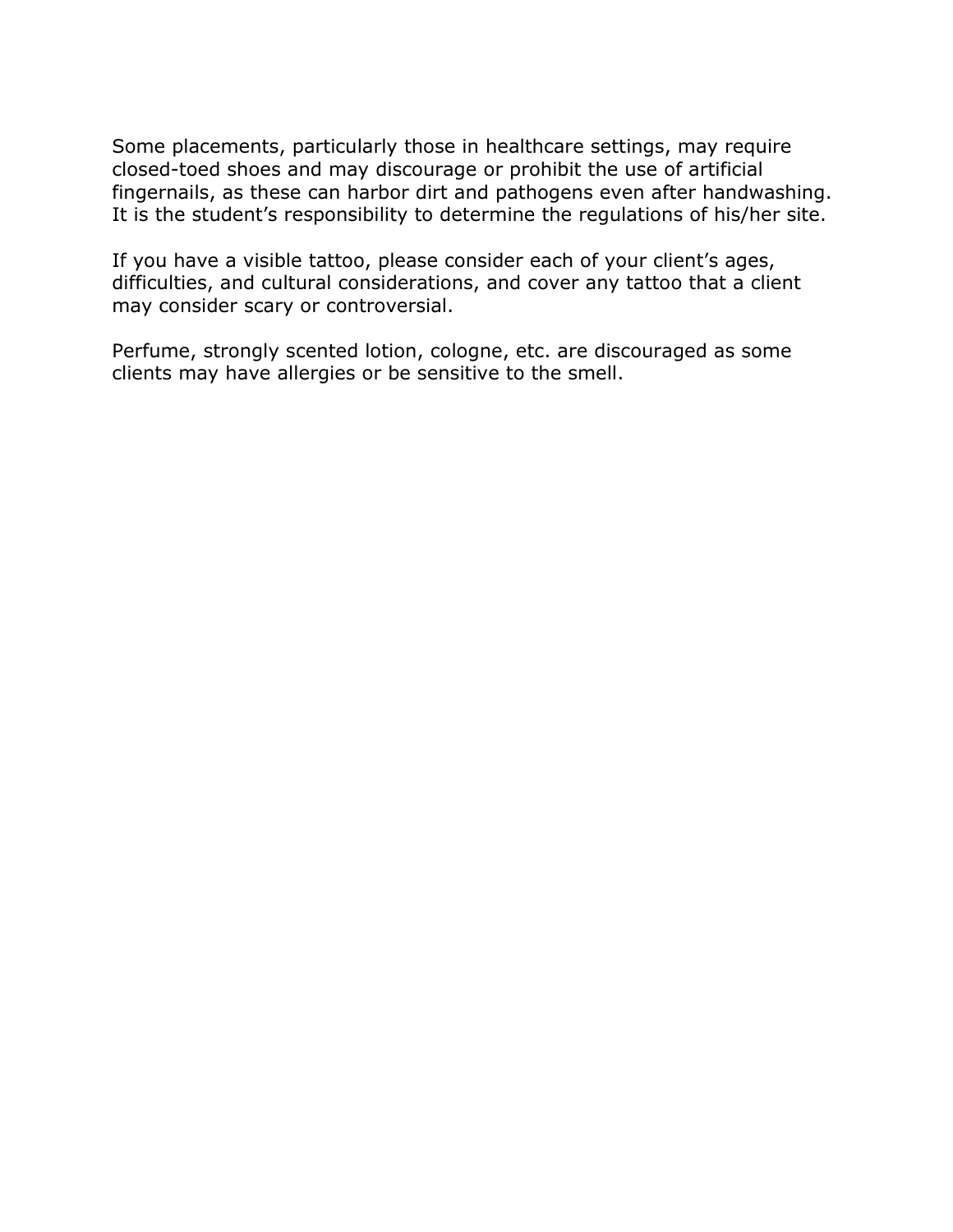Some placements, particularly those in healthcare settings, may require closed-toed shoes and may discourage or prohibit the use of artificial fingernails, as these can harbor dirt and pathogens even after handwashing. It is the student’s responsibility to determine the regulations of his/her site.

If you have a visible tattoo, please consider each of your client’s ages, difficulties, and cultural considerations, and cover any tattoo that a client may consider scary or controversial.

Perfume, strongly scented lotion, cologne, etc. are discouraged as some clients may have allergies or be sensitive to the smell.